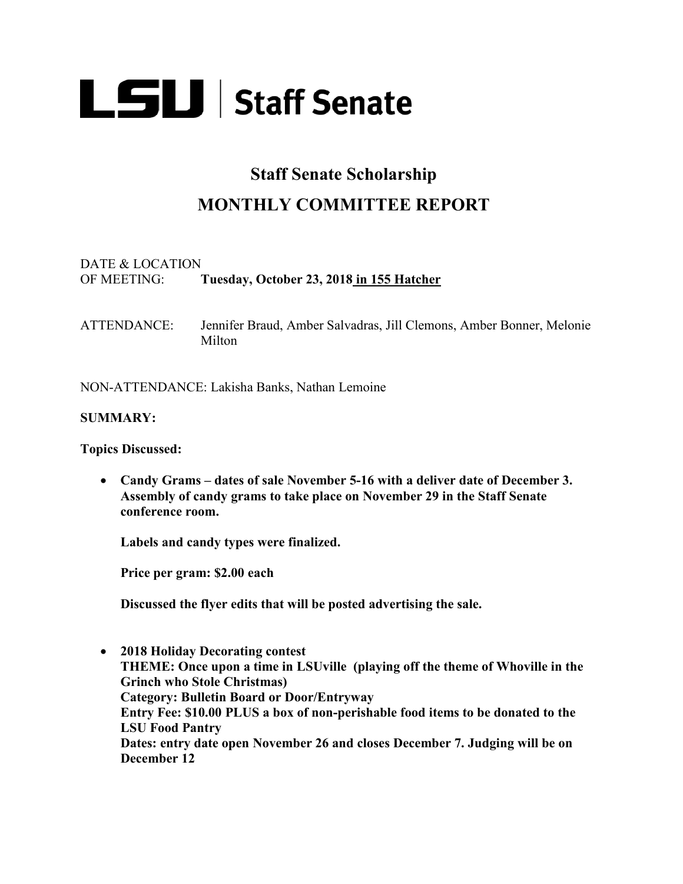# LSU | Staff Senate

## Staff Senate Scholarship

## MONTHLY COMMITTEE REPORT

DATE & LOCATION
OF MEETING: **Tuesday, October 23, 2018 in 155 Hatcher**

ATTENDANCE: Jennifer Braud, Amber Salvadras, Jill Clemons, Amber Bonner, Melonie Milton

NON-ATTENDANCE: Lakisha Banks, Nathan Lemoine

**SUMMARY:**

**Topics Discussed:**

- **Candy Grams – dates of sale November 5-16 with a deliver date of December 3. Assembly of candy grams to take place on November 29 in the Staff Senate conference room.**

  **Labels and candy types were finalized.**

  **Price per gram: $2.00 each**

  **Discussed the flyer edits that will be posted advertising the sale.**

- **2018 Holiday Decorating contest**
  **THEME: Once upon a time in LSUville (playing off the theme of Whoville in the Grinch who Stole Christmas)**
  **Category: Bulletin Board or Door/Entryway**
  **Entry Fee: $10.00 PLUS a box of non-perishable food items to be donated to the LSU Food Pantry**
  **Dates: entry date open November 26 and closes December 7. Judging will be on December 12**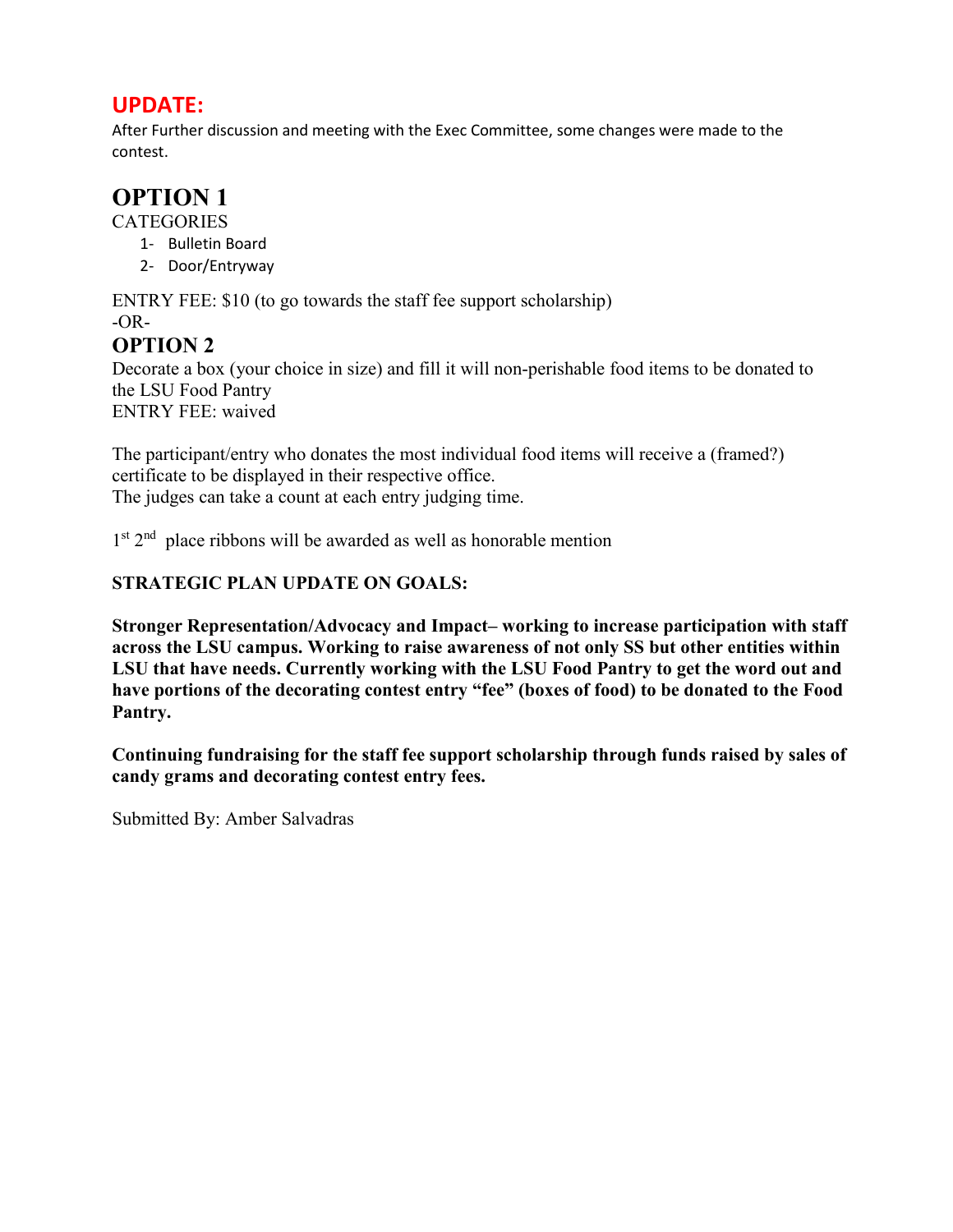## UPDATE:

After Further discussion and meeting with the Exec Committee, some changes were made to the contest.

## OPTION 1

CATEGORIES

1- Bulletin Board
2- Door/Entryway

ENTRY FEE: $10 (to go towards the staff fee support scholarship)

-OR-

## OPTION 2

Decorate a box (your choice in size) and fill it will non-perishable food items to be donated to the LSU Food Pantry

ENTRY FEE: waived

The participant/entry who donates the most individual food items will receive a (framed?) certificate to be displayed in their respective office.

The judges can take a count at each entry judging time.

1st 2nd place ribbons will be awarded as well as honorable mention

**STRATEGIC PLAN UPDATE ON GOALS:**

**Stronger Representation/Advocacy and Impact– working to increase participation with staff across the LSU campus. Working to raise awareness of not only SS but other entities within LSU that have needs. Currently working with the LSU Food Pantry to get the word out and have portions of the decorating contest entry "fee" (boxes of food) to be donated to the Food Pantry.**

**Continuing fundraising for the staff fee support scholarship through funds raised by sales of candy grams and decorating contest entry fees.**

Submitted By: Amber Salvadras